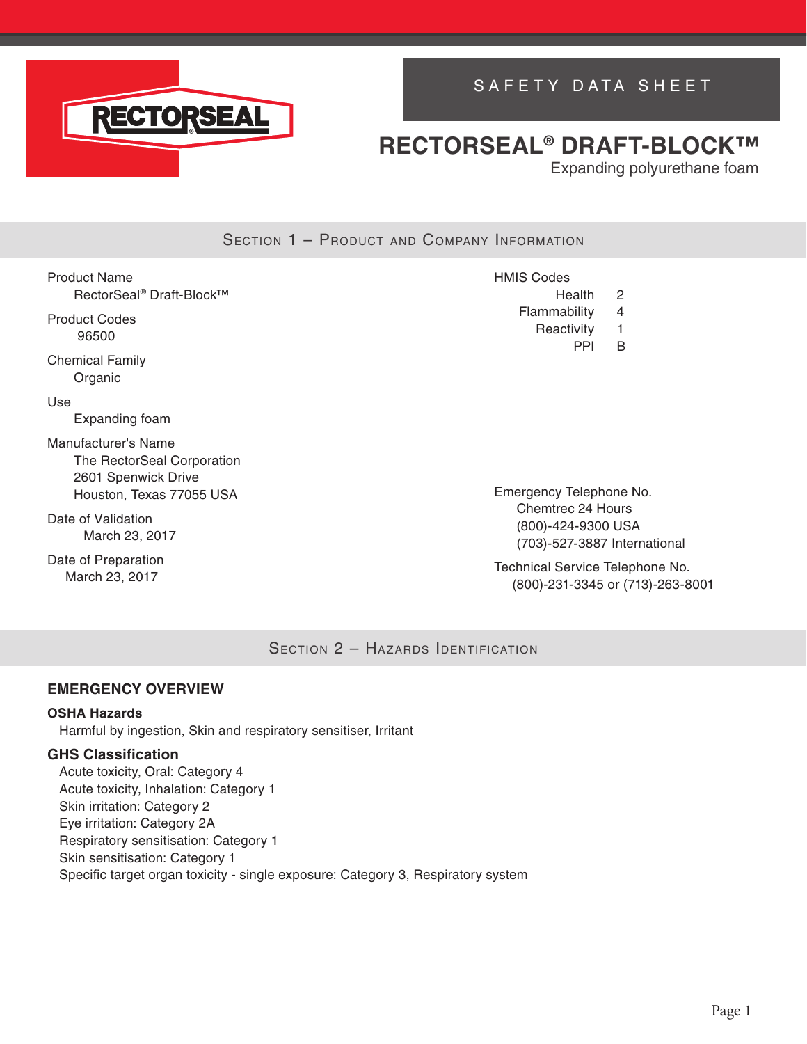SAFETY DATA SHEET

# RECTORSEAL® DRAFT-BLOCK™

Expanding polyurethane foam

## Section 1 – Product and Company Information

Product Name
RectorSeal® Draft-Block™

Product Codes
96500

Chemical Family
Organic

Use
Expanding foam

Manufacturer's Name
The RectorSeal Corporation
2601 Spenwick Drive
Houston, Texas 77055 USA

Date of Validation
March 23, 2017

Date of Preparation
March 23, 2017

HMIS Codes

| | |
|---|---|
| Health | 2 |
| Flammability | 4 |
| Reactivity | 1 |
| PPI | B |

Emergency Telephone No.
Chemtrec 24 Hours
(800)-424-9300 USA
(703)-527-3887 International

Technical Service Telephone No.
(800)-231-3345 or (713)-263-8001

## Section 2 – Hazards Identification

### EMERGENCY OVERVIEW

**OSHA Hazards**

Harmful by ingestion, Skin and respiratory sensitiser, Irritant

**GHS Classification**

Acute toxicity, Oral: Category 4
Acute toxicity, Inhalation: Category 1
Skin irritation: Category 2
Eye irritation: Category 2A
Respiratory sensitisation: Category 1
Skin sensitisation: Category 1
Specific target organ toxicity - single exposure: Category 3, Respiratory system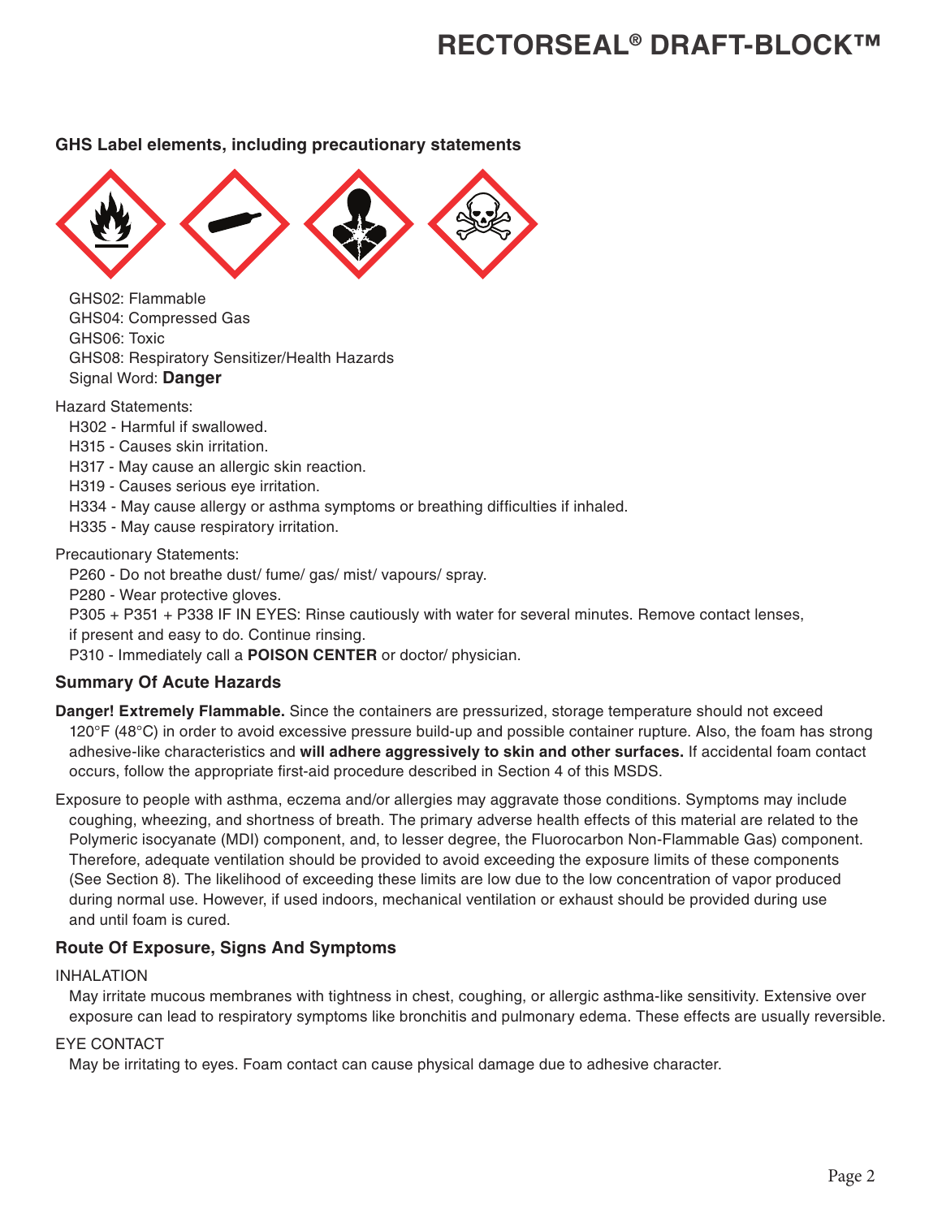### GHS Label elements, including precautionary statements

GHS02: Flammable
GHS04: Compressed Gas
GHS06: Toxic
GHS08: Respiratory Sensitizer/Health Hazards
Signal Word: **Danger**

Hazard Statements:

- H302 - Harmful if swallowed.
- H315 - Causes skin irritation.
- H317 - May cause an allergic skin reaction.
- H319 - Causes serious eye irritation.
- H334 - May cause allergy or asthma symptoms or breathing difficulties if inhaled.
- H335 - May cause respiratory irritation.

Precautionary Statements:

- P260 - Do not breathe dust/ fume/ gas/ mist/ vapours/ spray.
- P280 - Wear protective gloves.
- P305 + P351 + P338 IF IN EYES: Rinse cautiously with water for several minutes. Remove contact lenses, if present and easy to do. Continue rinsing.
- P310 - Immediately call a **POISON CENTER** or doctor/ physician.

### Summary Of Acute Hazards

**Danger! Extremely Flammable.** Since the containers are pressurized, storage temperature should not exceed 120°F (48°C) in order to avoid excessive pressure build-up and possible container rupture. Also, the foam has strong adhesive-like characteristics and **will adhere aggressively to skin and other surfaces.** If accidental foam contact occurs, follow the appropriate first-aid procedure described in Section 4 of this MSDS.

Exposure to people with asthma, eczema and/or allergies may aggravate those conditions. Symptoms may include coughing, wheezing, and shortness of breath. The primary adverse health effects of this material are related to the Polymeric isocyanate (MDI) component, and, to lesser degree, the Fluorocarbon Non-Flammable Gas) component. Therefore, adequate ventilation should be provided to avoid exceeding the exposure limits of these components (See Section 8). The likelihood of exceeding these limits are low due to the low concentration of vapor produced during normal use. However, if used indoors, mechanical ventilation or exhaust should be provided during use and until foam is cured.

### Route Of Exposure, Signs And Symptoms

INHALATION

May irritate mucous membranes with tightness in chest, coughing, or allergic asthma-like sensitivity. Extensive over exposure can lead to respiratory symptoms like bronchitis and pulmonary edema. These effects are usually reversible.

EYE CONTACT

May be irritating to eyes. Foam contact can cause physical damage due to adhesive character.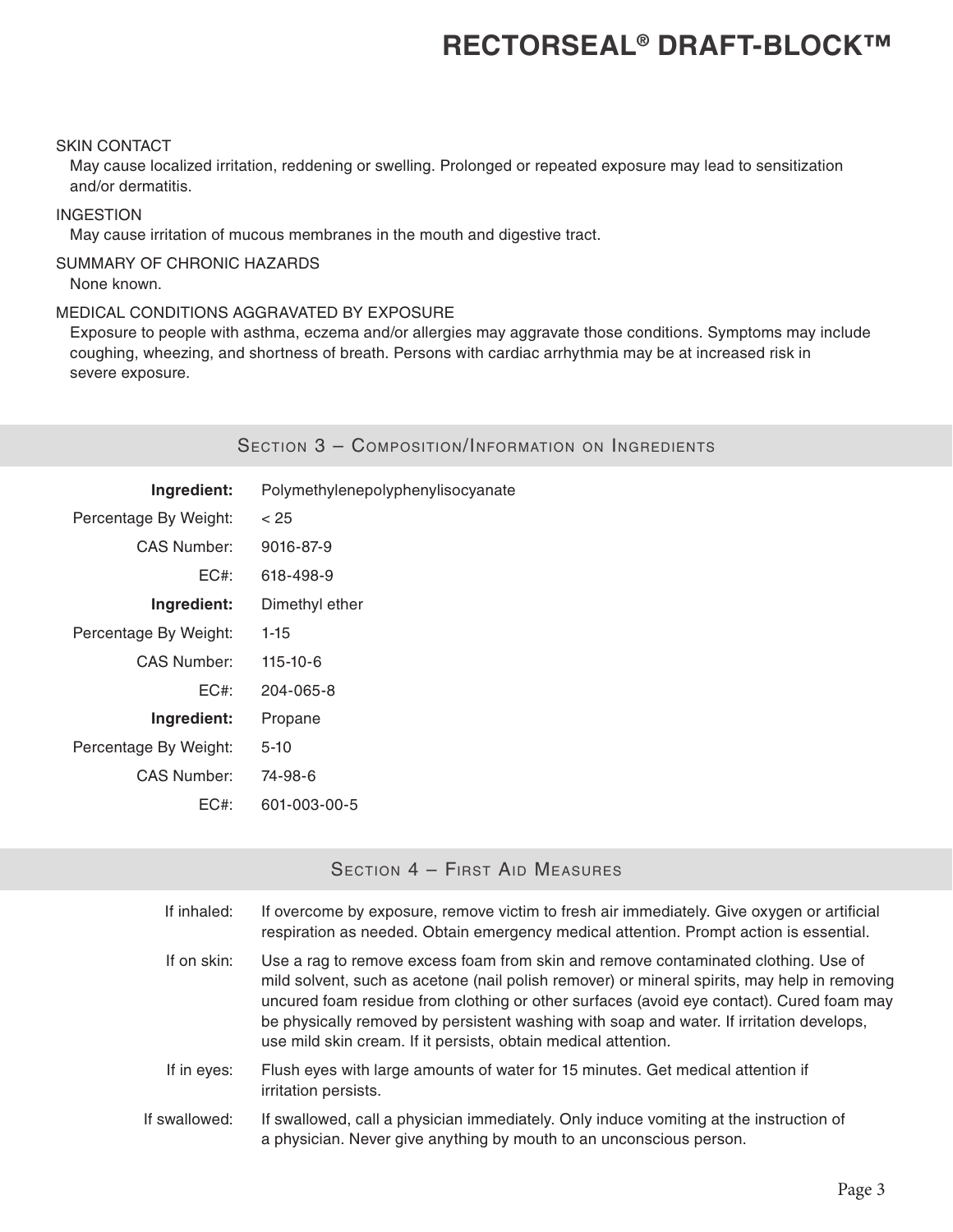SKIN CONTACT

May cause localized irritation, reddening or swelling. Prolonged or repeated exposure may lead to sensitization and/or dermatitis.

INGESTION

May cause irritation of mucous membranes in the mouth and digestive tract.

SUMMARY OF CHRONIC HAZARDS

None known.

MEDICAL CONDITIONS AGGRAVATED BY EXPOSURE

Exposure to people with asthma, eczema and/or allergies may aggravate those conditions. Symptoms may include coughing, wheezing, and shortness of breath. Persons with cardiac arrhythmia may be at increased risk in severe exposure.

## Section 3 – Composition/Information on Ingredients

**Ingredient:** Polymethylenepolyphenylisocyanate
Percentage By Weight: < 25
CAS Number: 9016-87-9
EC#: 618-498-9

**Ingredient:** Dimethyl ether
Percentage By Weight: 1-15
CAS Number: 115-10-6
EC#: 204-065-8

**Ingredient:** Propane
Percentage By Weight: 5-10
CAS Number: 74-98-6
EC#: 601-003-00-5

## Section 4 – First Aid Measures

If inhaled: If overcome by exposure, remove victim to fresh air immediately. Give oxygen or artificial respiration as needed. Obtain emergency medical attention. Prompt action is essential.

If on skin: Use a rag to remove excess foam from skin and remove contaminated clothing. Use of mild solvent, such as acetone (nail polish remover) or mineral spirits, may help in removing uncured foam residue from clothing or other surfaces (avoid eye contact). Cured foam may be physically removed by persistent washing with soap and water. If irritation develops, use mild skin cream. If it persists, obtain medical attention.

If in eyes: Flush eyes with large amounts of water for 15 minutes. Get medical attention if irritation persists.

If swallowed: If swallowed, call a physician immediately. Only induce vomiting at the instruction of a physician. Never give anything by mouth to an unconscious person.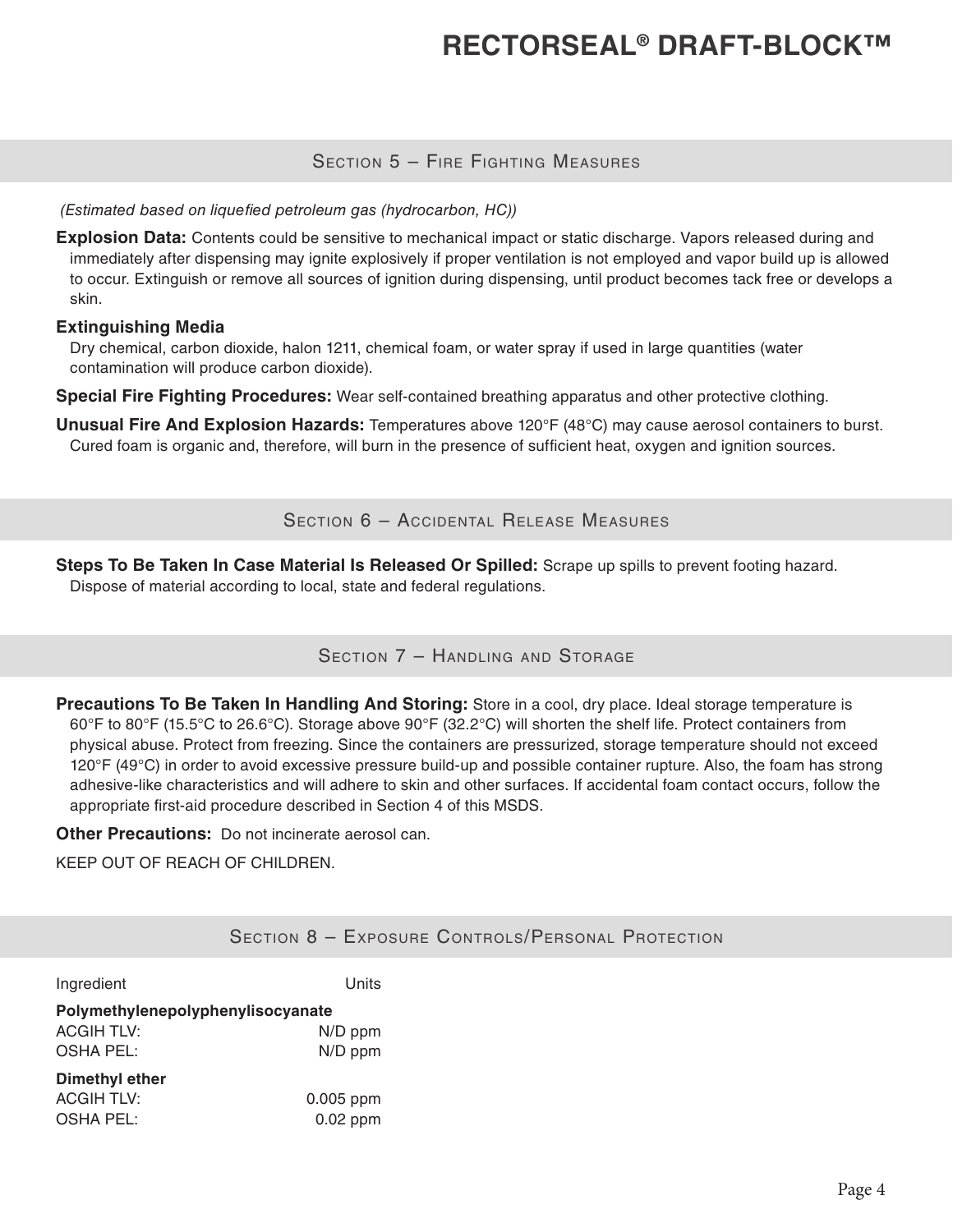## Section 5 – Fire Fighting Measures

*(Estimated based on liquefied petroleum gas (hydrocarbon, HC))*

**Explosion Data:** Contents could be sensitive to mechanical impact or static discharge. Vapors released during and immediately after dispensing may ignite explosively if proper ventilation is not employed and vapor build up is allowed to occur. Extinguish or remove all sources of ignition during dispensing, until product becomes tack free or develops a skin.

**Extinguishing Media**

Dry chemical, carbon dioxide, halon 1211, chemical foam, or water spray if used in large quantities (water contamination will produce carbon dioxide).

**Special Fire Fighting Procedures:** Wear self-contained breathing apparatus and other protective clothing.

**Unusual Fire And Explosion Hazards:** Temperatures above 120°F (48°C) may cause aerosol containers to burst. Cured foam is organic and, therefore, will burn in the presence of sufficient heat, oxygen and ignition sources.

## Section 6 – Accidental Release Measures

**Steps To Be Taken In Case Material Is Released Or Spilled:** Scrape up spills to prevent footing hazard. Dispose of material according to local, state and federal regulations.

## Section 7 – Handling and Storage

**Precautions To Be Taken In Handling And Storing:** Store in a cool, dry place. Ideal storage temperature is 60°F to 80°F (15.5°C to 26.6°C). Storage above 90°F (32.2°C) will shorten the shelf life. Protect containers from physical abuse. Protect from freezing. Since the containers are pressurized, storage temperature should not exceed 120°F (49°C) in order to avoid excessive pressure build-up and possible container rupture. Also, the foam has strong adhesive-like characteristics and will adhere to skin and other surfaces. If accidental foam contact occurs, follow the appropriate first-aid procedure described in Section 4 of this MSDS.

**Other Precautions:** Do not incinerate aerosol can.

KEEP OUT OF REACH OF CHILDREN.

## Section 8 – Exposure Controls/Personal Protection

| Ingredient | Units |
|---|---|
| **Polymethylenepolyphenylisocyanate** | |
| ACGIH TLV: | N/D ppm |
| OSHA PEL: | N/D ppm |
| **Dimethyl ether** | |
| ACGIH TLV: | 0.005 ppm |
| OSHA PEL: | 0.02 ppm |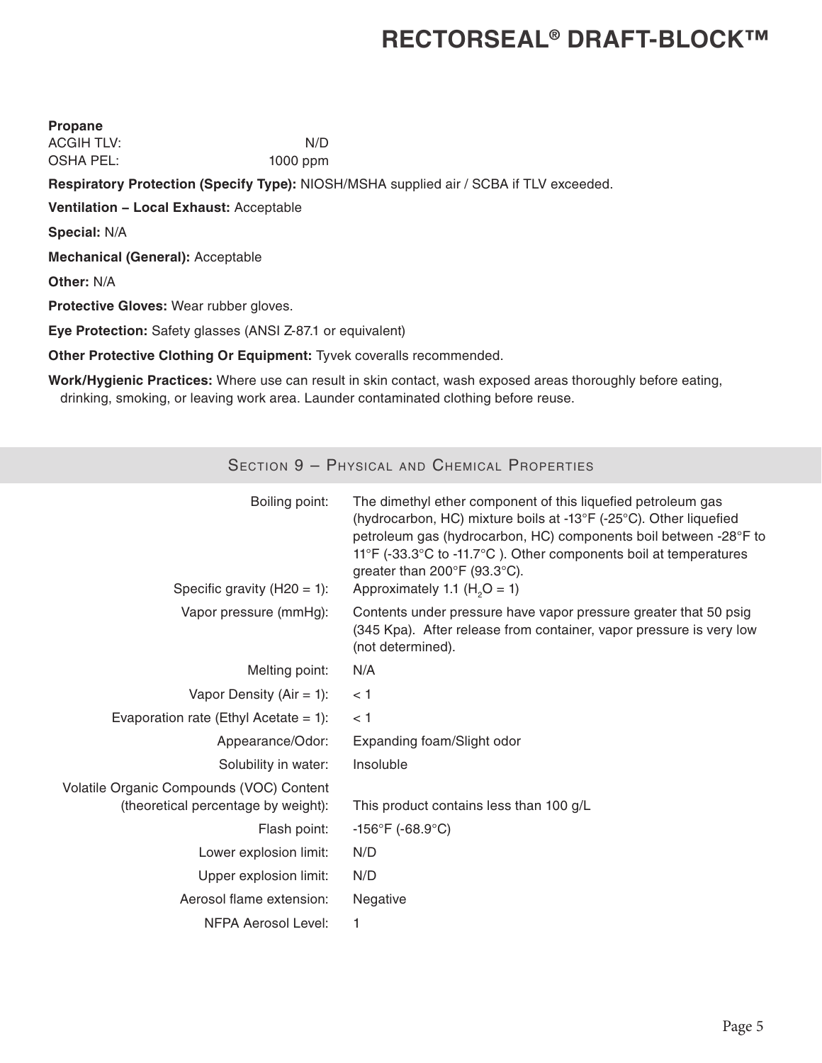**Propane**

| | |
|---|---|
| ACGIH TLV: | N/D |
| OSHA PEL: | 1000 ppm |

**Respiratory Protection (Specify Type):** NIOSH/MSHA supplied air / SCBA if TLV exceeded.

**Ventilation – Local Exhaust:** Acceptable

**Special:** N/A

**Mechanical (General):** Acceptable

**Other:** N/A

**Protective Gloves:** Wear rubber gloves.

**Eye Protection:** Safety glasses (ANSI Z-87.1 or equivalent)

**Other Protective Clothing Or Equipment:** Tyvek coveralls recommended.

**Work/Hygienic Practices:** Where use can result in skin contact, wash exposed areas thoroughly before eating, drinking, smoking, or leaving work area. Launder contaminated clothing before reuse.

## Section 9 – Physical and Chemical Properties

| | |
|---|---|
| Boiling point: | The dimethyl ether component of this liquefied petroleum gas (hydrocarbon, HC) mixture boils at -13°F (-25°C). Other liquefied petroleum gas (hydrocarbon, HC) components boil between -28°F to 11°F (-33.3°C to -11.7°C ). Other components boil at temperatures greater than 200°F (93.3°C). |
| Specific gravity (H20 = 1): | Approximately 1.1 ($H_2O$ = 1) |
| Vapor pressure (mmHg): | Contents under pressure have vapor pressure greater that 50 psig (345 Kpa). After release from container, vapor pressure is very low (not determined). |
| Melting point: | N/A |
| Vapor Density (Air = 1): | < 1 |
| Evaporation rate (Ethyl Acetate = 1): | < 1 |
| Appearance/Odor: | Expanding foam/Slight odor |
| Solubility in water: | Insoluble |
| Volatile Organic Compounds (VOC) Content (theoretical percentage by weight): | This product contains less than 100 g/L |
| Flash point: | -156°F (-68.9°C) |
| Lower explosion limit: | N/D |
| Upper explosion limit: | N/D |
| Aerosol flame extension: | Negative |
| NFPA Aerosol Level: | 1 |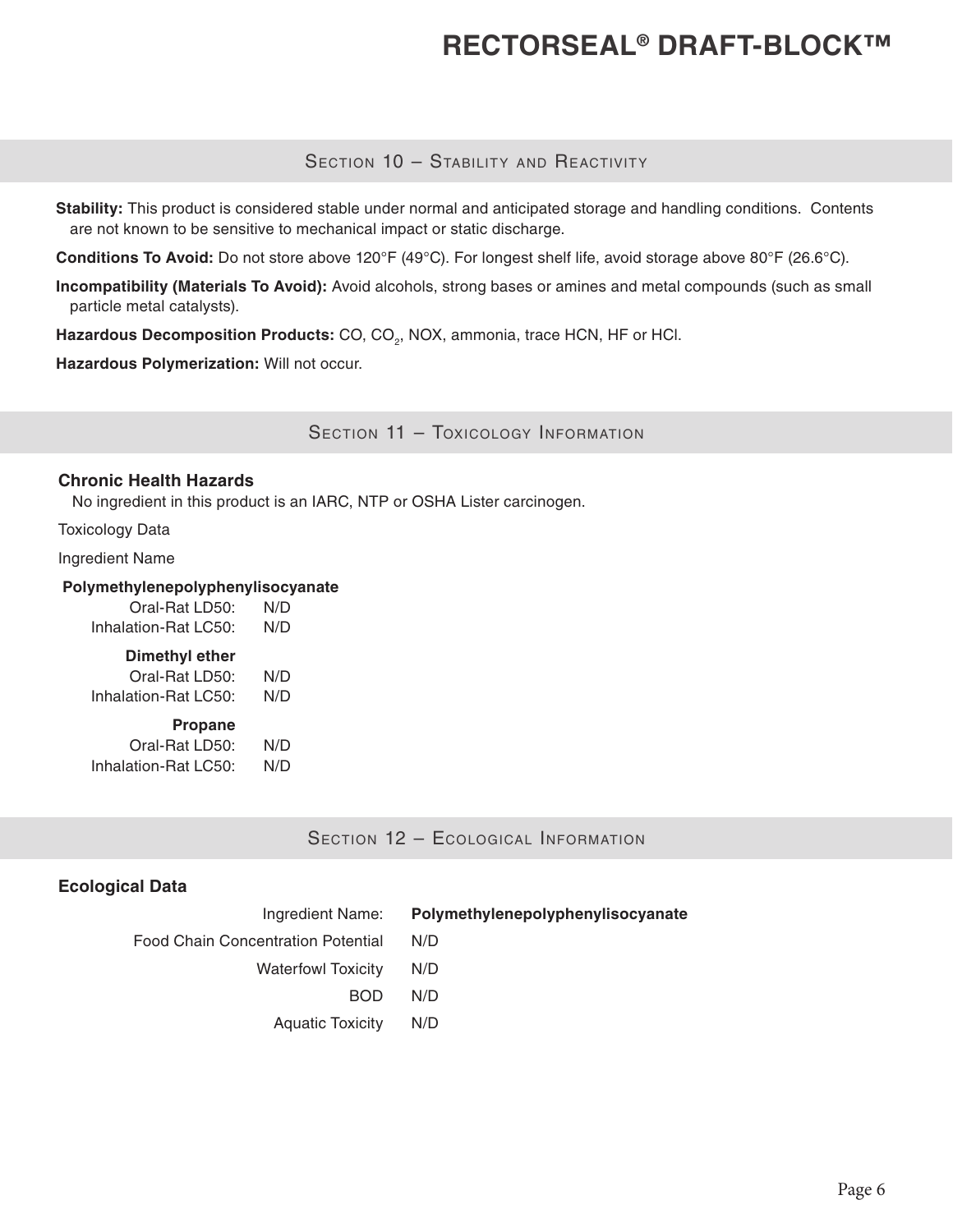## Section 10 – Stability and Reactivity

**Stability:** This product is considered stable under normal and anticipated storage and handling conditions. Contents are not known to be sensitive to mechanical impact or static discharge.

**Conditions To Avoid:** Do not store above 120°F (49°C). For longest shelf life, avoid storage above 80°F (26.6°C).

**Incompatibility (Materials To Avoid):** Avoid alcohols, strong bases or amines and metal compounds (such as small particle metal catalysts).

**Hazardous Decomposition Products:** CO, $CO_2$, NOX, ammonia, trace HCN, HF or HCl.

**Hazardous Polymerization:** Will not occur.

## Section 11 – Toxicology Information

**Chronic Health Hazards**

No ingredient in this product is an IARC, NTP or OSHA Lister carcinogen.

Toxicology Data

Ingredient Name

**Polymethylenepolyphenylisocyanate**

| | |
|---|---|
| Oral-Rat LD50: | N/D |
| Inhalation-Rat LC50: | N/D |

**Dimethyl ether**

| | |
|---|---|
| Oral-Rat LD50: | N/D |
| Inhalation-Rat LC50: | N/D |

**Propane**

| | |
|---|---|
| Oral-Rat LD50: | N/D |
| Inhalation-Rat LC50: | N/D |

## Section 12 – Ecological Information

**Ecological Data**

| Ingredient Name: | **Polymethylenepolyphenylisocyanate** |
|---|---|
| Food Chain Concentration Potential | N/D |
| Waterfowl Toxicity | N/D |
| BOD | N/D |
| Aquatic Toxicity | N/D |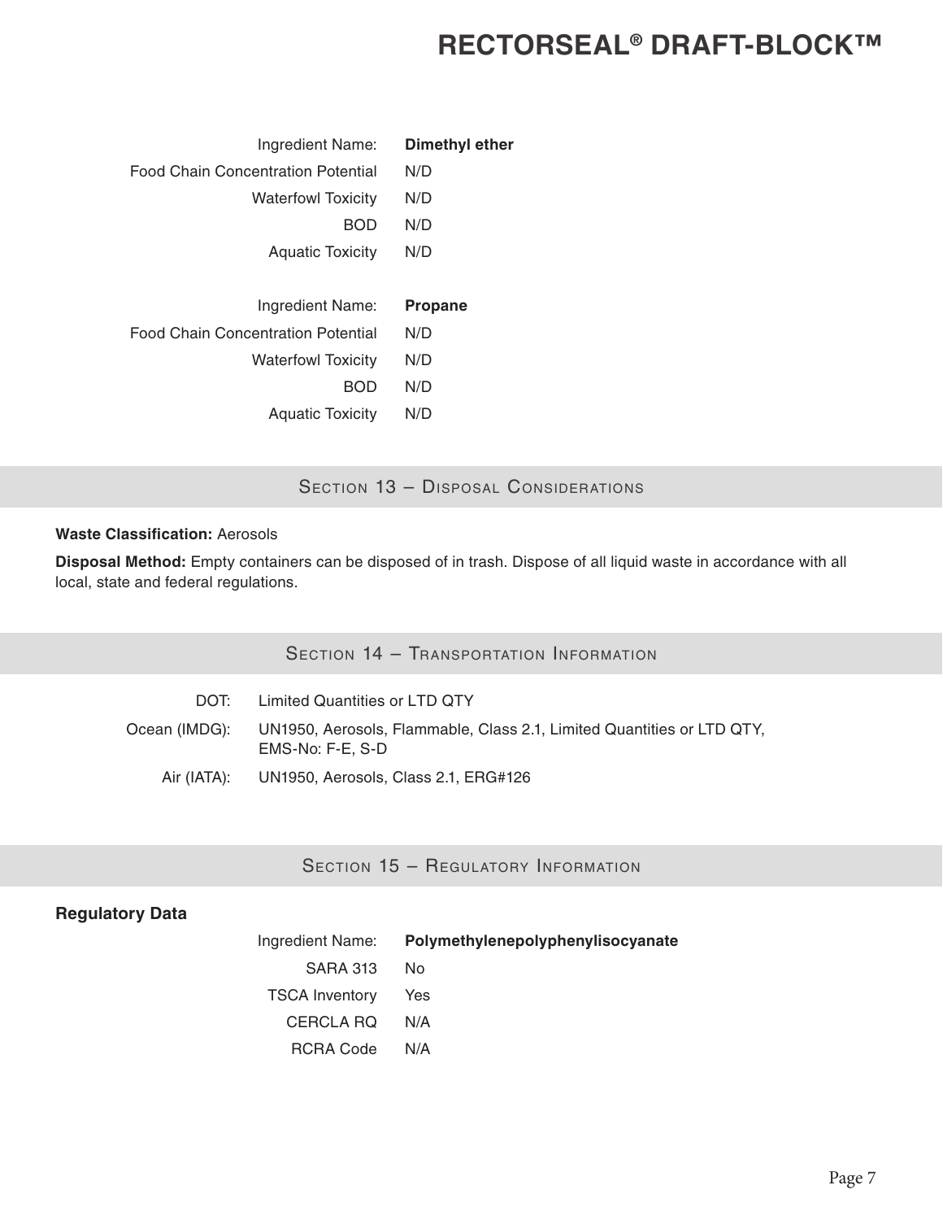| Ingredient Name: | **Dimethyl ether** |
|---|---|
| Food Chain Concentration Potential | N/D |
| Waterfowl Toxicity | N/D |
| BOD | N/D |
| Aquatic Toxicity | N/D |

| Ingredient Name: | **Propane** |
|---|---|
| Food Chain Concentration Potential | N/D |
| Waterfowl Toxicity | N/D |
| BOD | N/D |
| Aquatic Toxicity | N/D |

## Section 13 – Disposal Considerations

**Waste Classification:** Aerosols

**Disposal Method:** Empty containers can be disposed of in trash. Dispose of all liquid waste in accordance with all local, state and federal regulations.

## Section 14 – Transportation Information

| | |
|---|---|
| DOT: | Limited Quantities or LTD QTY |
| Ocean (IMDG): | UN1950, Aerosols, Flammable, Class 2.1, Limited Quantities or LTD QTY, EMS-No: F-E, S-D |
| Air (IATA): | UN1950, Aerosols, Class 2.1, ERG#126 |

## Section 15 – Regulatory Information

**Regulatory Data**

| Ingredient Name: | **Polymethylenepolyphenylisocyanate** |
|---|---|
| SARA 313 | No |
| TSCA Inventory | Yes |
| CERCLA RQ | N/A |
| RCRA Code | N/A |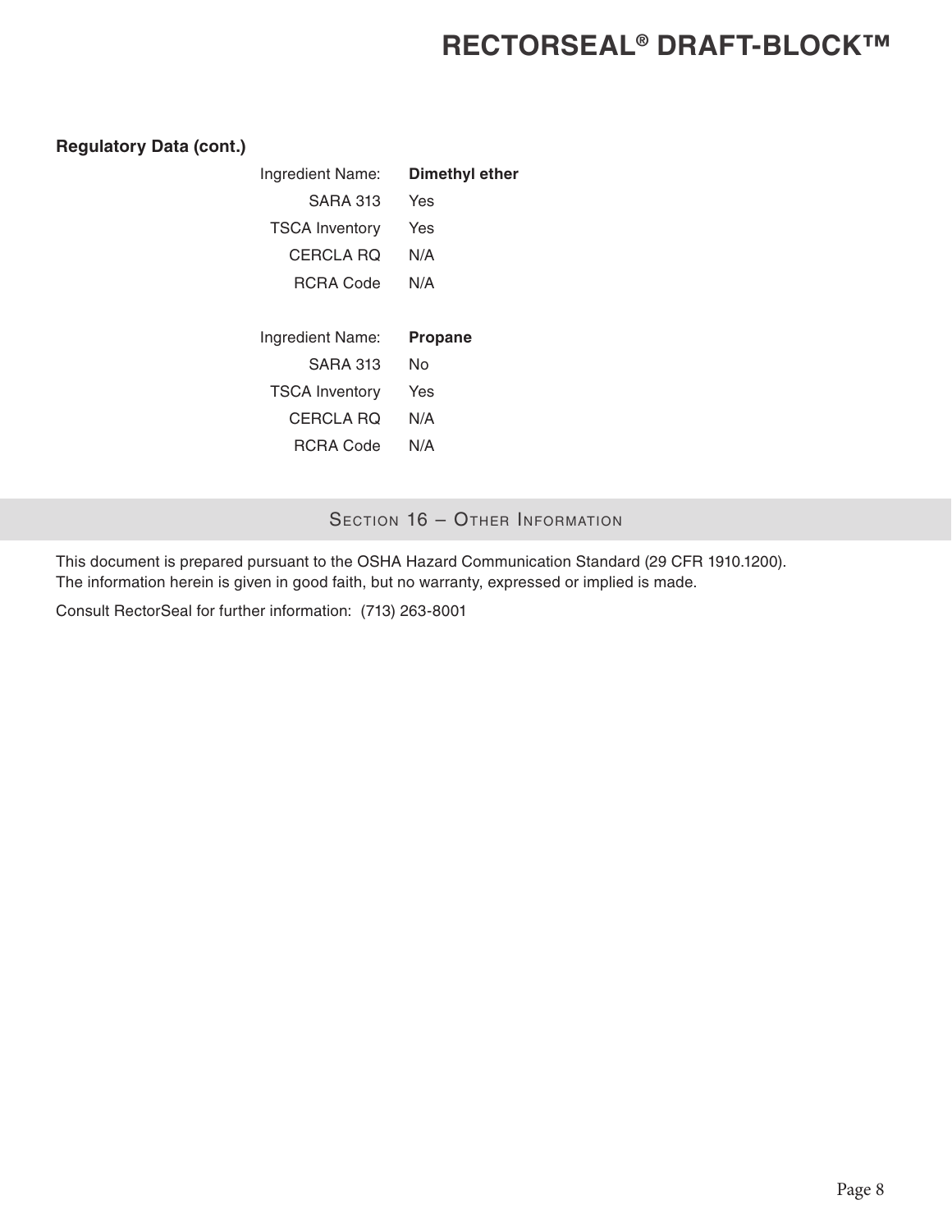**Regulatory Data (cont.)**

| | |
|---|---|
| Ingredient Name: | **Dimethyl ether** |
| SARA 313 | Yes |
| TSCA Inventory | Yes |
| CERCLA RQ | N/A |
| RCRA Code | N/A |

| | |
|---|---|
| Ingredient Name: | **Propane** |
| SARA 313 | No |
| TSCA Inventory | Yes |
| CERCLA RQ | N/A |
| RCRA Code | N/A |

## Section 16 – Other Information

This document is prepared pursuant to the OSHA Hazard Communication Standard (29 CFR 1910.1200).
The information herein is given in good faith, but no warranty, expressed or implied is made.

Consult RectorSeal for further information: (713) 263-8001